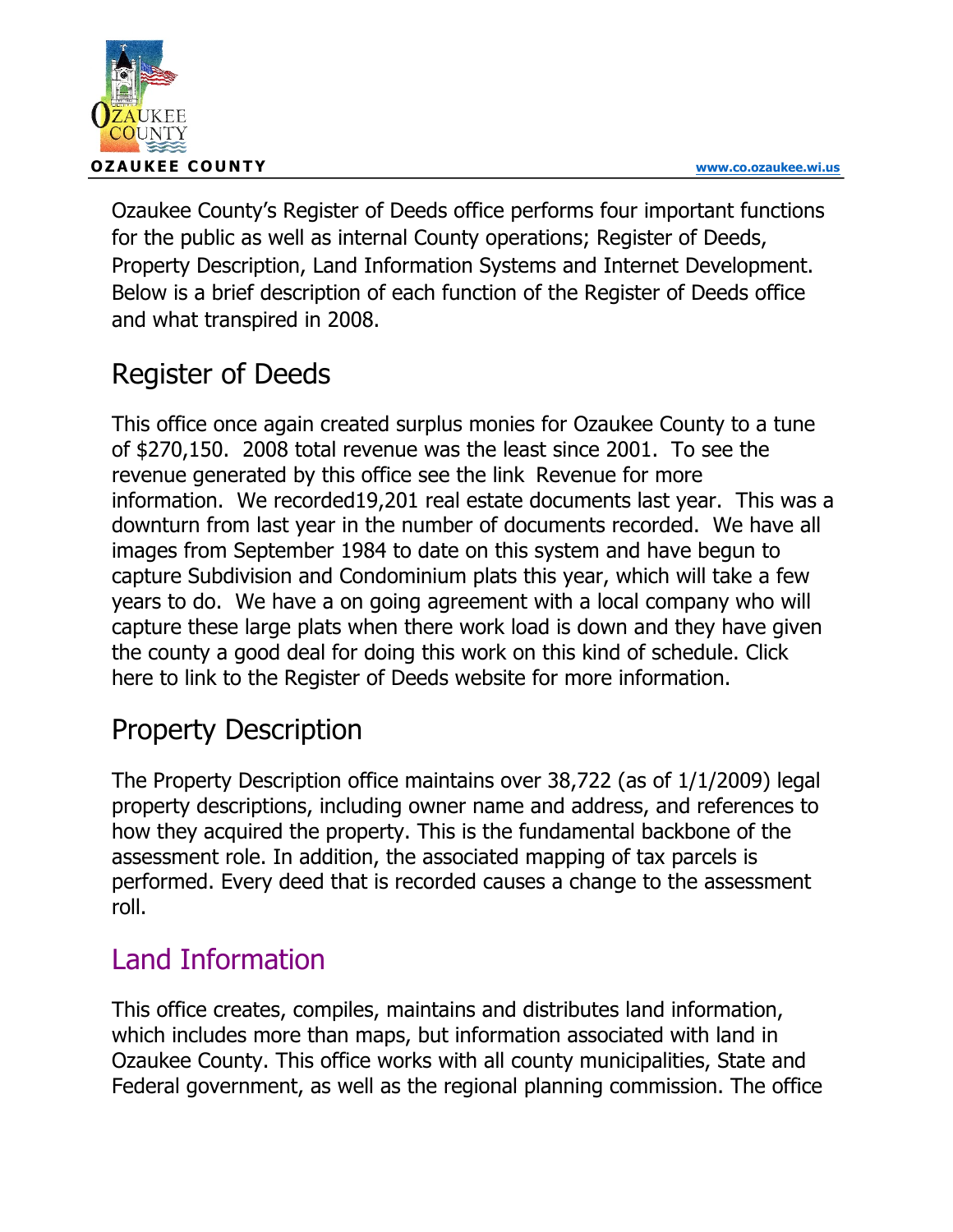Ozaukee County's Register of Deeds office performs four important functions for the public as well as internal County operations; Register of Deeds, Property Description, Land Information Systems and Internet Development. Below is a brief description of each function of the Register of Deeds office and what transpired in 2008.

## Register of Deeds

This office once again created surplus monies for Ozaukee County to a tune of $270,150. 2008 total revenue was the least since 2001. To see the revenue generated by this office see the link Revenue for more information. We recorded19,201 real estate documents last year. This was a downturn from last year in the number of documents recorded. We have all images from September 1984 to date on this system and have begun to capture Subdivision and Condominium plats this year, which will take a few years to do. We have a on going agreement with a local company who will capture these large plats when there work load is down and they have given the county a good deal for doing this work on this kind of schedule. Click here to link to the Register of Deeds website for more information.

## Property Description

The Property Description office maintains over 38,722 (as of 1/1/2009) legal property descriptions, including owner name and address, and references to how they acquired the property. This is the fundamental backbone of the assessment role. In addition, the associated mapping of tax parcels is performed. Every deed that is recorded causes a change to the assessment roll.

## Land Information

This office creates, compiles, maintains and distributes land information, which includes more than maps, but information associated with land in Ozaukee County. This office works with all county municipalities, State and Federal government, as well as the regional planning commission. The office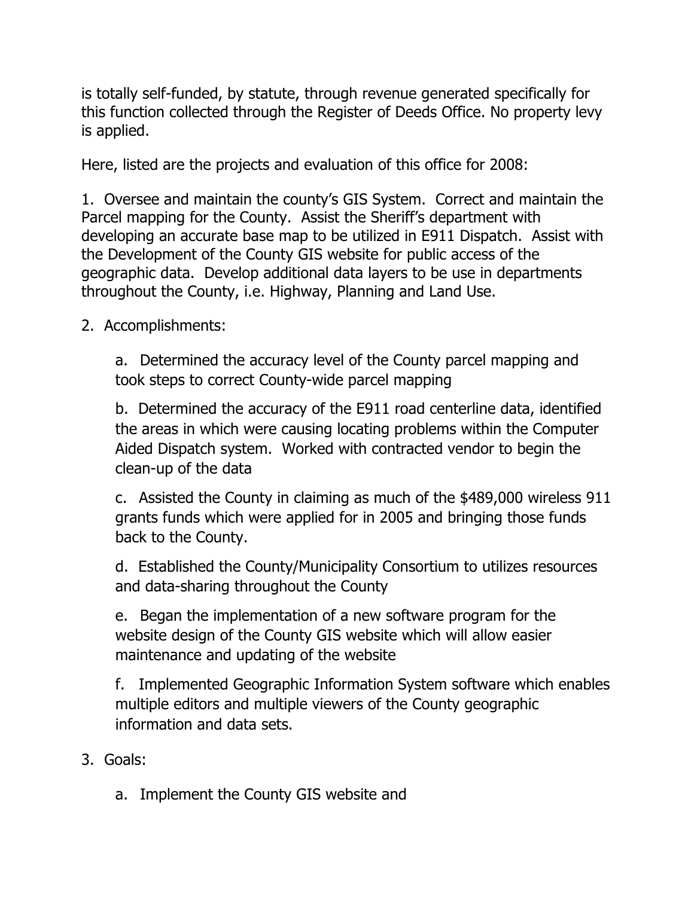is totally self-funded, by statute, through revenue generated specifically for this function collected through the Register of Deeds Office. No property levy is applied.

Here, listed are the projects and evaluation of this office for 2008:

1. Oversee and maintain the county's GIS System. Correct and maintain the Parcel mapping for the County. Assist the Sheriff's department with developing an accurate base map to be utilized in E911 Dispatch. Assist with the Development of the County GIS website for public access of the geographic data. Develop additional data layers to be use in departments throughout the County, i.e. Highway, Planning and Land Use.

2. Accomplishments:

   a. Determined the accuracy level of the County parcel mapping and took steps to correct County-wide parcel mapping

   b. Determined the accuracy of the E911 road centerline data, identified the areas in which were causing locating problems within the Computer Aided Dispatch system. Worked with contracted vendor to begin the clean-up of the data

   c. Assisted the County in claiming as much of the $489,000 wireless 911 grants funds which were applied for in 2005 and bringing those funds back to the County.

   d. Established the County/Municipality Consortium to utilizes resources and data-sharing throughout the County

   e. Began the implementation of a new software program for the website design of the County GIS website which will allow easier maintenance and updating of the website

   f. Implemented Geographic Information System software which enables multiple editors and multiple viewers of the County geographic information and data sets.

3. Goals:

   a. Implement the County GIS website and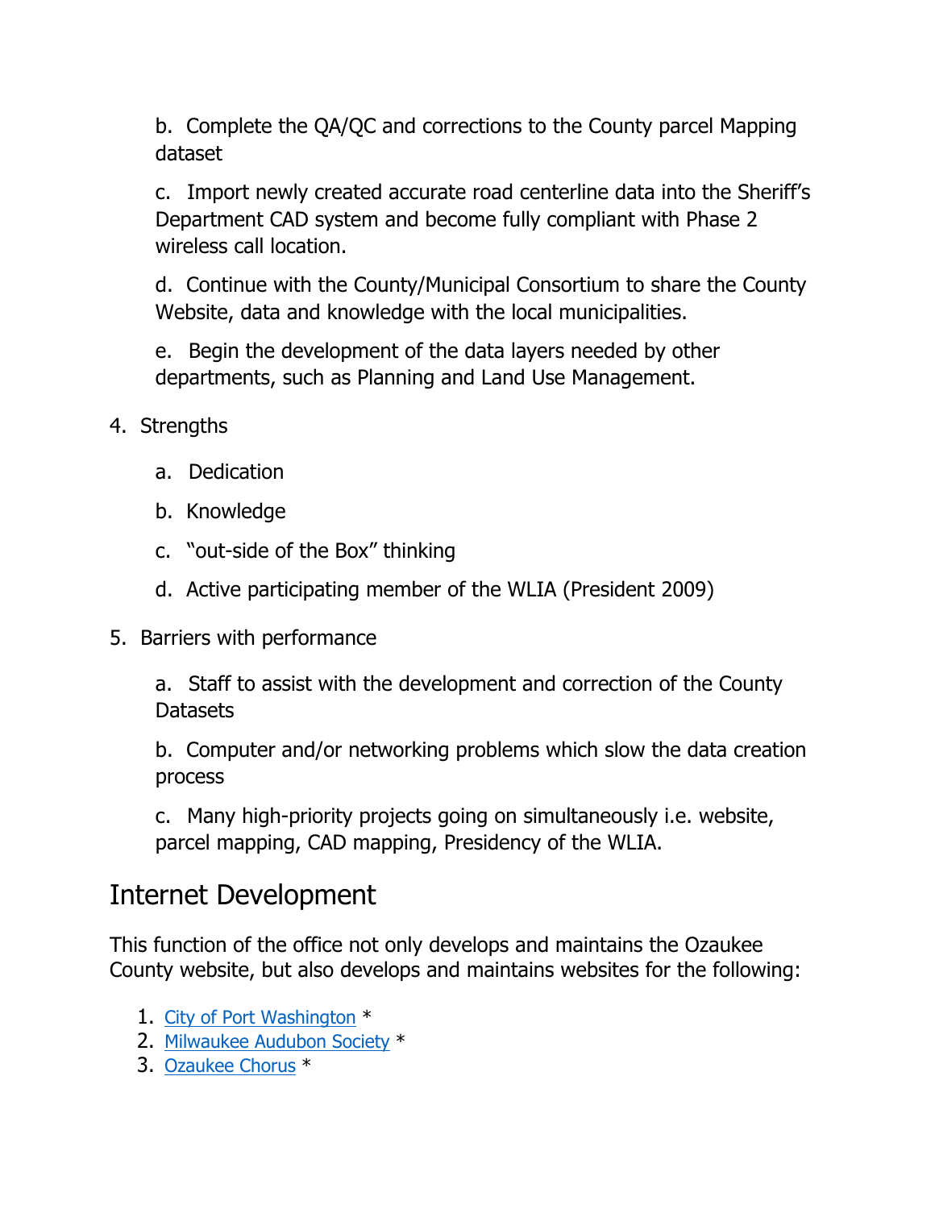b. Complete the QA/QC and corrections to the County parcel Mapping dataset

c. Import newly created accurate road centerline data into the Sheriff's Department CAD system and become fully compliant with Phase 2 wireless call location.

d. Continue with the County/Municipal Consortium to share the County Website, data and knowledge with the local municipalities.

e. Begin the development of the data layers needed by other departments, such as Planning and Land Use Management.

4. Strengths

   a. Dedication

   b. Knowledge

   c. "out-side of the Box" thinking

   d. Active participating member of the WLIA (President 2009)

5. Barriers with performance

   a. Staff to assist with the development and correction of the County Datasets

   b. Computer and/or networking problems which slow the data creation process

   c. Many high-priority projects going on simultaneously i.e. website, parcel mapping, CAD mapping, Presidency of the WLIA.

## Internet Development

This function of the office not only develops and maintains the Ozaukee County website, but also develops and maintains websites for the following:

1. City of Port Washington *
2. Milwaukee Audubon Society *
3. Ozaukee Chorus *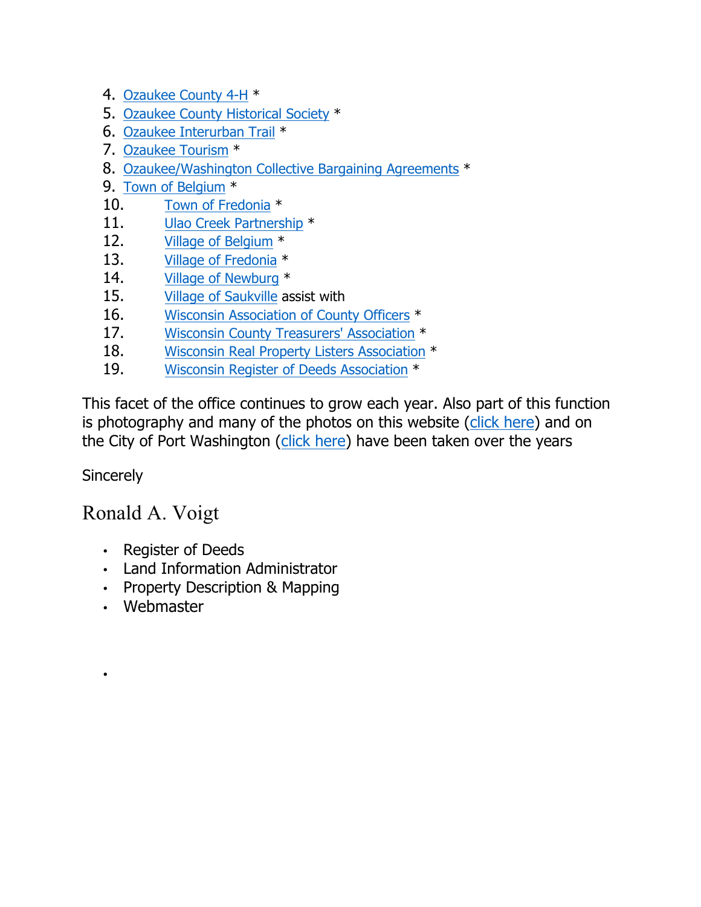4. Ozaukee County 4-H *
5. Ozaukee County Historical Society *
6. Ozaukee Interurban Trail *
7. Ozaukee Tourism *
8. Ozaukee/Washington Collective Bargaining Agreements *
9. Town of Belgium *
10. Town of Fredonia *
11. Ulao Creek Partnership *
12. Village of Belgium *
13. Village of Fredonia *
14. Village of Newburg *
15. Village of Saukville assist with
16. Wisconsin Association of County Officers *
17. Wisconsin County Treasurers' Association *
18. Wisconsin Real Property Listers Association *
19. Wisconsin Register of Deeds Association *

This facet of the office continues to grow each year. Also part of this function is photography and many of the photos on this website (click here) and on the City of Port Washington (click here) have been taken over the years

Sincerely

Ronald A. Voigt

- Register of Deeds
- Land Information Administrator
- Property Description & Mapping
- Webmaster